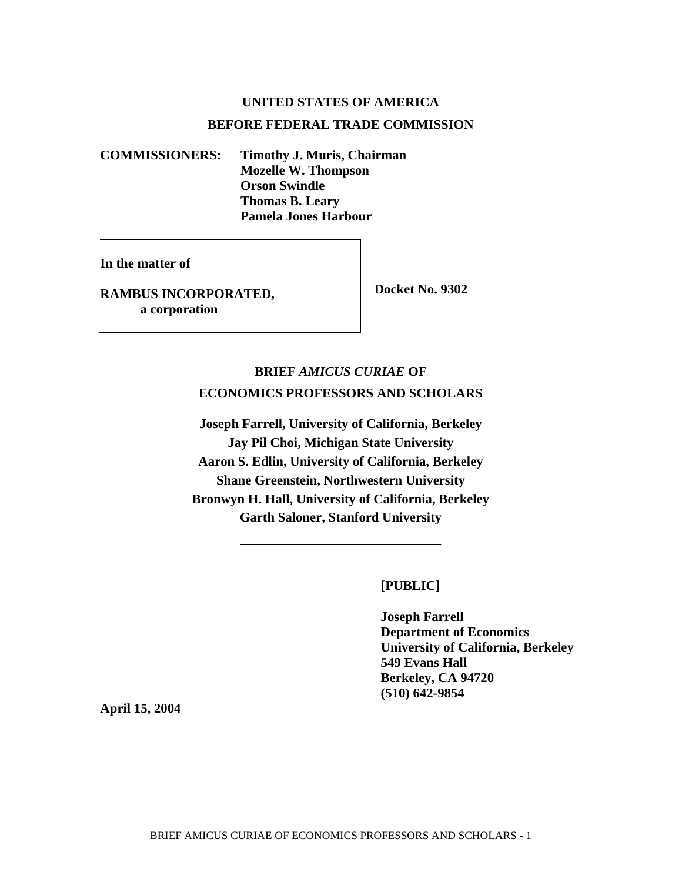**UNITED STATES OF AMERICA**

**BEFORE FEDERAL TRADE COMMISSION**

**COMMISSIONERS:** **Timothy J. Muris, Chairman**
**Mozelle W. Thompson**
**Orson Swindle**
**Thomas B. Leary**
**Pamela Jones Harbour**

| **In the matter of**<br><br>**RAMBUS INCORPORATED,**<br>**a corporation** | **Docket No. 9302** |
|---|---|

**BRIEF *AMICUS CURIAE* OF**

**ECONOMICS PROFESSORS AND SCHOLARS**

**Joseph Farrell, University of California, Berkeley**
**Jay Pil Choi, Michigan State University**
**Aaron S. Edlin, University of California, Berkeley**
**Shane Greenstein, Northwestern University**
**Bronwyn H. Hall, University of California, Berkeley**
**Garth Saloner, Stanford University**

---

**[PUBLIC]**

**Joseph Farrell**
**Department of Economics**
**University of California, Berkeley**
**549 Evans Hall**
**Berkeley, CA 94720**
**(510) 642-9854**

**April 15, 2004**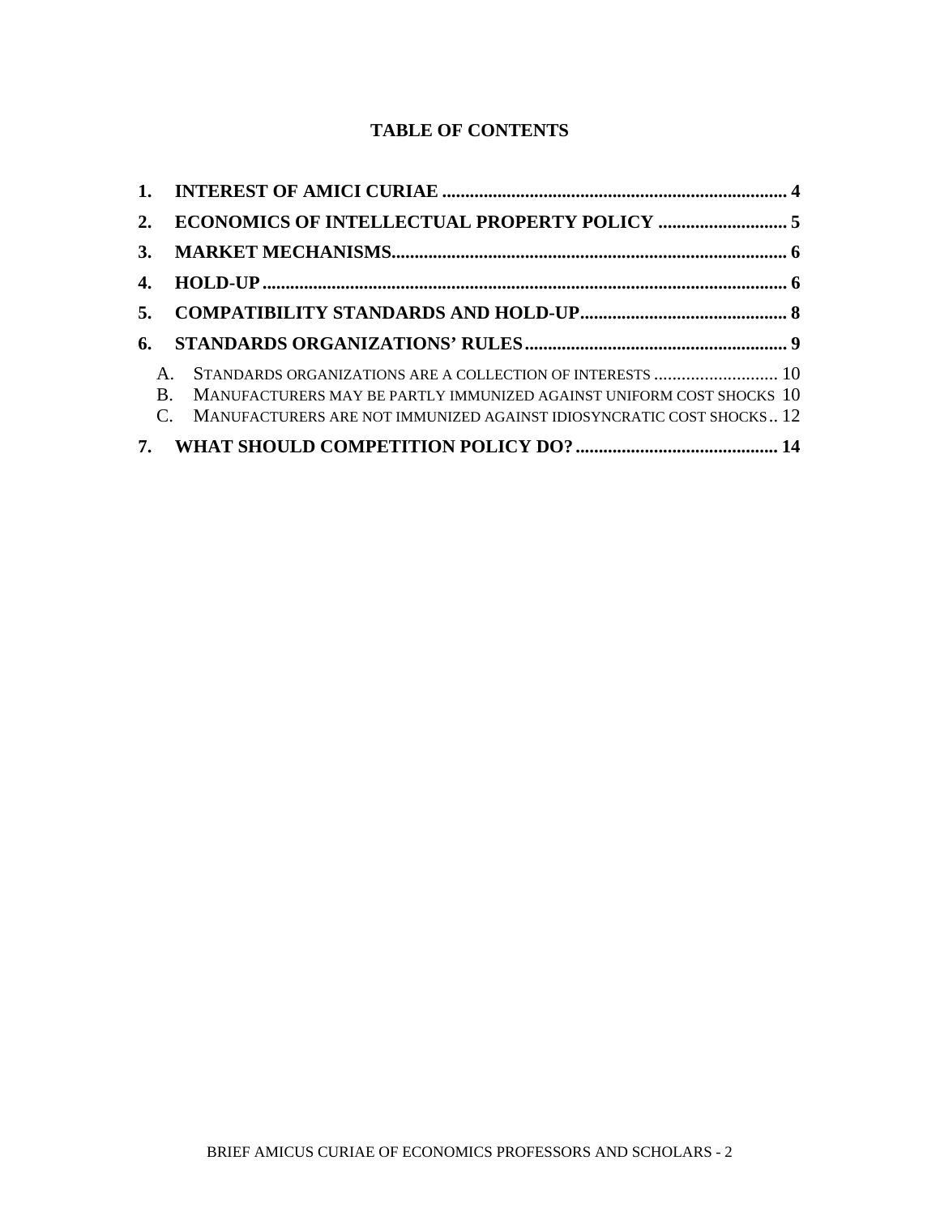# TABLE OF CONTENTS

1. INTEREST OF AMICI CURIAE .......... 4
2. ECONOMICS OF INTELLECTUAL PROPERTY POLICY .......... 5
3. MARKET MECHANISMS .......... 6
4. HOLD-UP .......... 6
5. COMPATIBILITY STANDARDS AND HOLD-UP .......... 8
6. STANDARDS ORGANIZATIONS' RULES .......... 9
   - A. STANDARDS ORGANIZATIONS ARE A COLLECTION OF INTERESTS .......... 10
   - B. MANUFACTURERS MAY BE PARTLY IMMUNIZED AGAINST UNIFORM COST SHOCKS .......... 10
   - C. MANUFACTURERS ARE NOT IMMUNIZED AGAINST IDIOSYNCRATIC COST SHOCKS .......... 12
7. WHAT SHOULD COMPETITION POLICY DO? .......... 14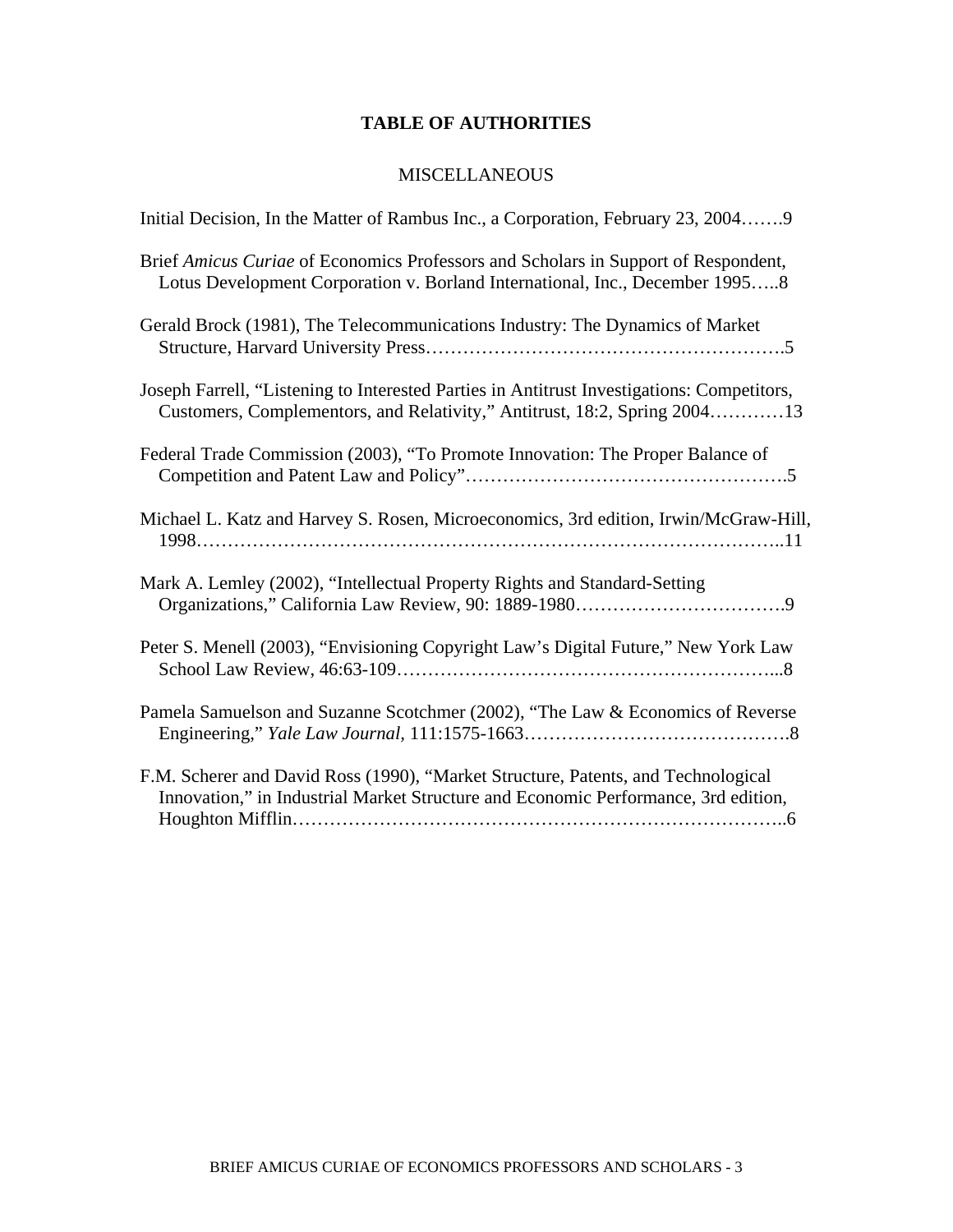# TABLE OF AUTHORITIES

## MISCELLANEOUS

Initial Decision, In the Matter of Rambus Inc., a Corporation, February 23, 2004…….9

Brief *Amicus Curiae* of Economics Professors and Scholars in Support of Respondent, Lotus Development Corporation v. Borland International, Inc., December 1995…..8

Gerald Brock (1981), The Telecommunications Industry: The Dynamics of Market Structure, Harvard University Press……………………….……………………….5

Joseph Farrell, "Listening to Interested Parties in Antitrust Investigations: Competitors, Customers, Complementors, and Relativity," Antitrust, 18:2, Spring 2004…………13

Federal Trade Commission (2003), "To Promote Innovation: The Proper Balance of Competition and Patent Law and Policy"…………………………………………….5

Michael L. Katz and Harvey S. Rosen, Microeconomics, 3rd edition, Irwin/McGraw-Hill, 1998………………………………………………………………………………..11

Mark A. Lemley (2002), "Intellectual Property Rights and Standard-Setting Organizations," California Law Review, 90: 1889-1980…………………………….9

Peter S. Menell (2003), "Envisioning Copyright Law's Digital Future," New York Law School Law Review, 46:63-109……………………………….…………………...8

Pamela Samuelson and Suzanne Scotchmer (2002), "The Law & Economics of Reverse Engineering," *Yale Law Journal*, 111:1575-1663…………………………………….8

F.M. Scherer and David Ross (1990), "Market Structure, Patents, and Technological Innovation," in Industrial Market Structure and Economic Performance, 3rd edition, Houghton Mifflin…………………………………………………………………..6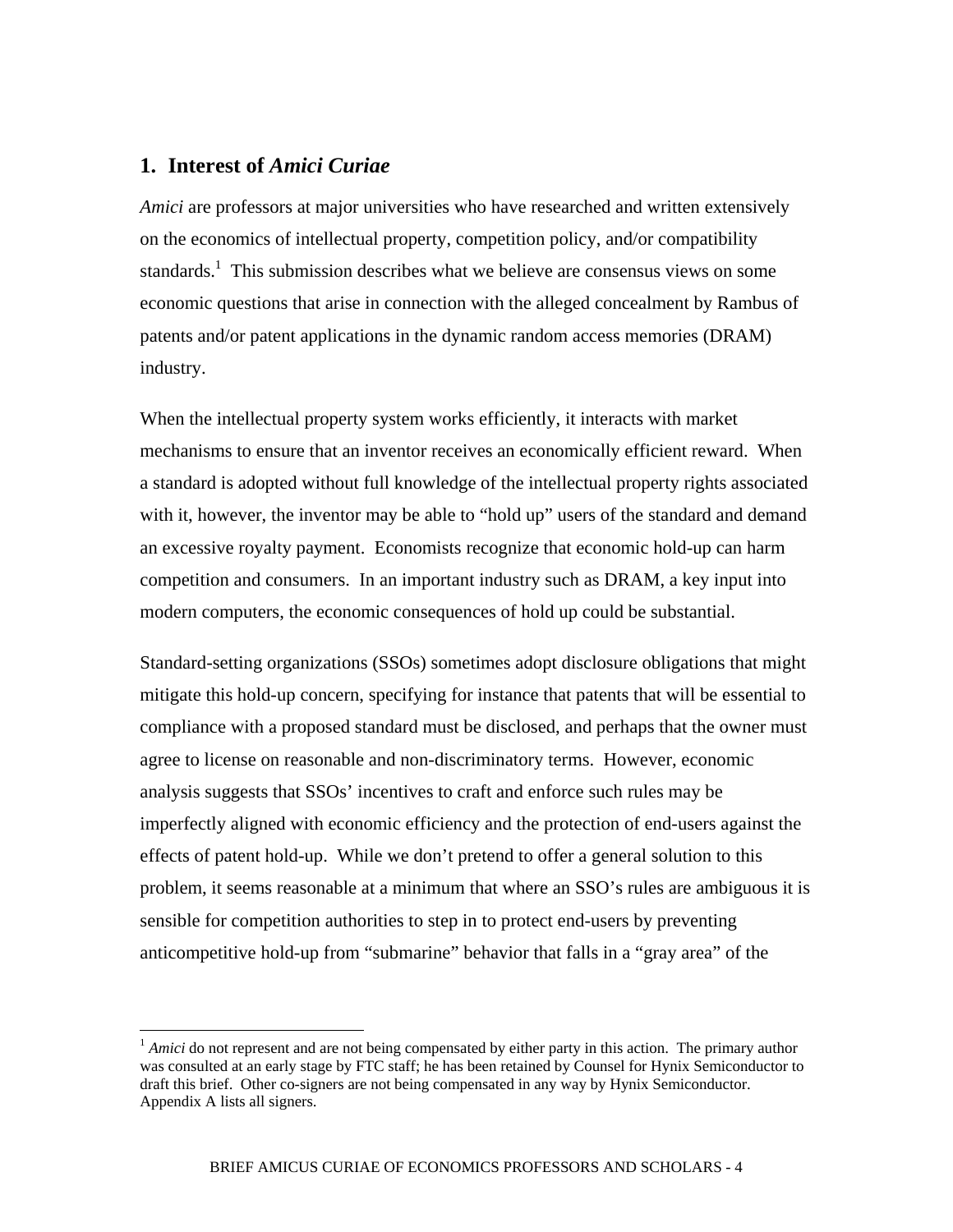## 1. Interest of *Amici Curiae*

*Amici* are professors at major universities who have researched and written extensively on the economics of intellectual property, competition policy, and/or compatibility standards.[1] This submission describes what we believe are consensus views on some economic questions that arise in connection with the alleged concealment by Rambus of patents and/or patent applications in the dynamic random access memories (DRAM) industry.

When the intellectual property system works efficiently, it interacts with market mechanisms to ensure that an inventor receives an economically efficient reward. When a standard is adopted without full knowledge of the intellectual property rights associated with it, however, the inventor may be able to "hold up" users of the standard and demand an excessive royalty payment. Economists recognize that economic hold-up can harm competition and consumers. In an important industry such as DRAM, a key input into modern computers, the economic consequences of hold up could be substantial.

Standard-setting organizations (SSOs) sometimes adopt disclosure obligations that might mitigate this hold-up concern, specifying for instance that patents that will be essential to compliance with a proposed standard must be disclosed, and perhaps that the owner must agree to license on reasonable and non-discriminatory terms. However, economic analysis suggests that SSOs' incentives to craft and enforce such rules may be imperfectly aligned with economic efficiency and the protection of end-users against the effects of patent hold-up. While we don't pretend to offer a general solution to this problem, it seems reasonable at a minimum that where an SSO's rules are ambiguous it is sensible for competition authorities to step in to protect end-users by preventing anticompetitive hold-up from "submarine" behavior that falls in a "gray area" of the

[1] *Amici* do not represent and are not being compensated by either party in this action. The primary author was consulted at an early stage by FTC staff; he has been retained by Counsel for Hynix Semiconductor to draft this brief. Other co-signers are not being compensated in any way by Hynix Semiconductor. Appendix A lists all signers.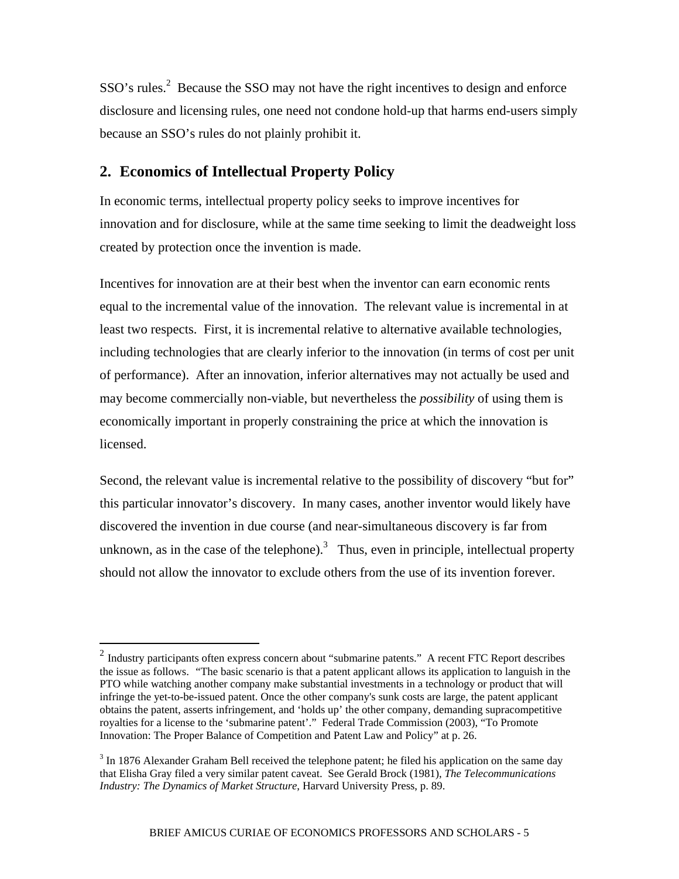SSO's rules.[2] Because the SSO may not have the right incentives to design and enforce disclosure and licensing rules, one need not condone hold-up that harms end-users simply because an SSO's rules do not plainly prohibit it.

## 2. Economics of Intellectual Property Policy

In economic terms, intellectual property policy seeks to improve incentives for innovation and for disclosure, while at the same time seeking to limit the deadweight loss created by protection once the invention is made.

Incentives for innovation are at their best when the inventor can earn economic rents equal to the incremental value of the innovation. The relevant value is incremental in at least two respects. First, it is incremental relative to alternative available technologies, including technologies that are clearly inferior to the innovation (in terms of cost per unit of performance). After an innovation, inferior alternatives may not actually be used and may become commercially non-viable, but nevertheless the *possibility* of using them is economically important in properly constraining the price at which the innovation is licensed.

Second, the relevant value is incremental relative to the possibility of discovery "but for" this particular innovator's discovery. In many cases, another inventor would likely have discovered the invention in due course (and near-simultaneous discovery is far from unknown, as in the case of the telephone).[3] Thus, even in principle, intellectual property should not allow the innovator to exclude others from the use of its invention forever.

---

[2] Industry participants often express concern about "submarine patents." A recent FTC Report describes the issue as follows. "The basic scenario is that a patent applicant allows its application to languish in the PTO while watching another company make substantial investments in a technology or product that will infringe the yet-to-be-issued patent. Once the other company's sunk costs are large, the patent applicant obtains the patent, asserts infringement, and 'holds up' the other company, demanding supracompetitive royalties for a license to the 'submarine patent'." Federal Trade Commission (2003), "To Promote Innovation: The Proper Balance of Competition and Patent Law and Policy" at p. 26.

[3] In 1876 Alexander Graham Bell received the telephone patent; he filed his application on the same day that Elisha Gray filed a very similar patent caveat. See Gerald Brock (1981), *The Telecommunications Industry: The Dynamics of Market Structure*, Harvard University Press, p. 89.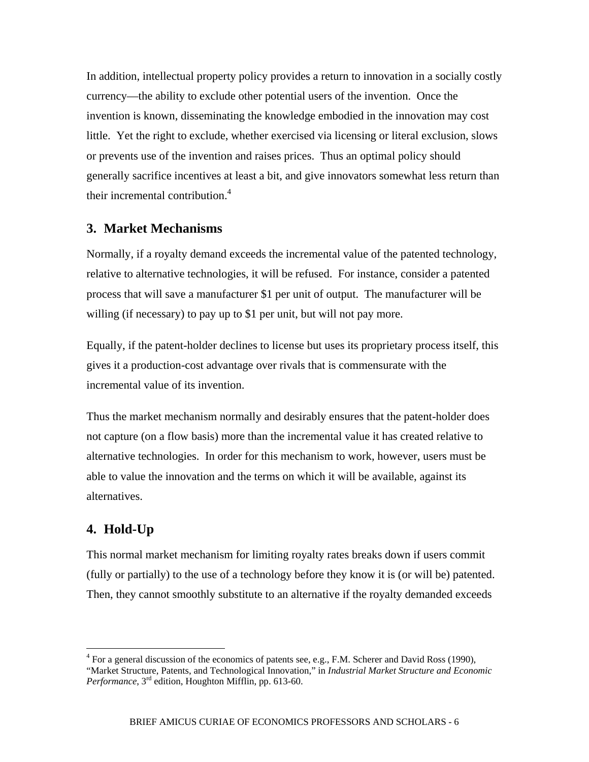In addition, intellectual property policy provides a return to innovation in a socially costly currency—the ability to exclude other potential users of the invention. Once the invention is known, disseminating the knowledge embodied in the innovation may cost little. Yet the right to exclude, whether exercised via licensing or literal exclusion, slows or prevents use of the invention and raises prices. Thus an optimal policy should generally sacrifice incentives at least a bit, and give innovators somewhat less return than their incremental contribution.[4]

## 3. Market Mechanisms

Normally, if a royalty demand exceeds the incremental value of the patented technology, relative to alternative technologies, it will be refused. For instance, consider a patented process that will save a manufacturer $1 per unit of output. The manufacturer will be willing (if necessary) to pay up to $1 per unit, but will not pay more.

Equally, if the patent-holder declines to license but uses its proprietary process itself, this gives it a production-cost advantage over rivals that is commensurate with the incremental value of its invention.

Thus the market mechanism normally and desirably ensures that the patent-holder does not capture (on a flow basis) more than the incremental value it has created relative to alternative technologies. In order for this mechanism to work, however, users must be able to value the innovation and the terms on which it will be available, against its alternatives.

## 4. Hold-Up

This normal market mechanism for limiting royalty rates breaks down if users commit (fully or partially) to the use of a technology before they know it is (or will be) patented. Then, they cannot smoothly substitute to an alternative if the royalty demanded exceeds

---

[4] For a general discussion of the economics of patents see, e.g., F.M. Scherer and David Ross (1990), "Market Structure, Patents, and Technological Innovation," in *Industrial Market Structure and Economic Performance*, 3rd edition, Houghton Mifflin, pp. 613-60.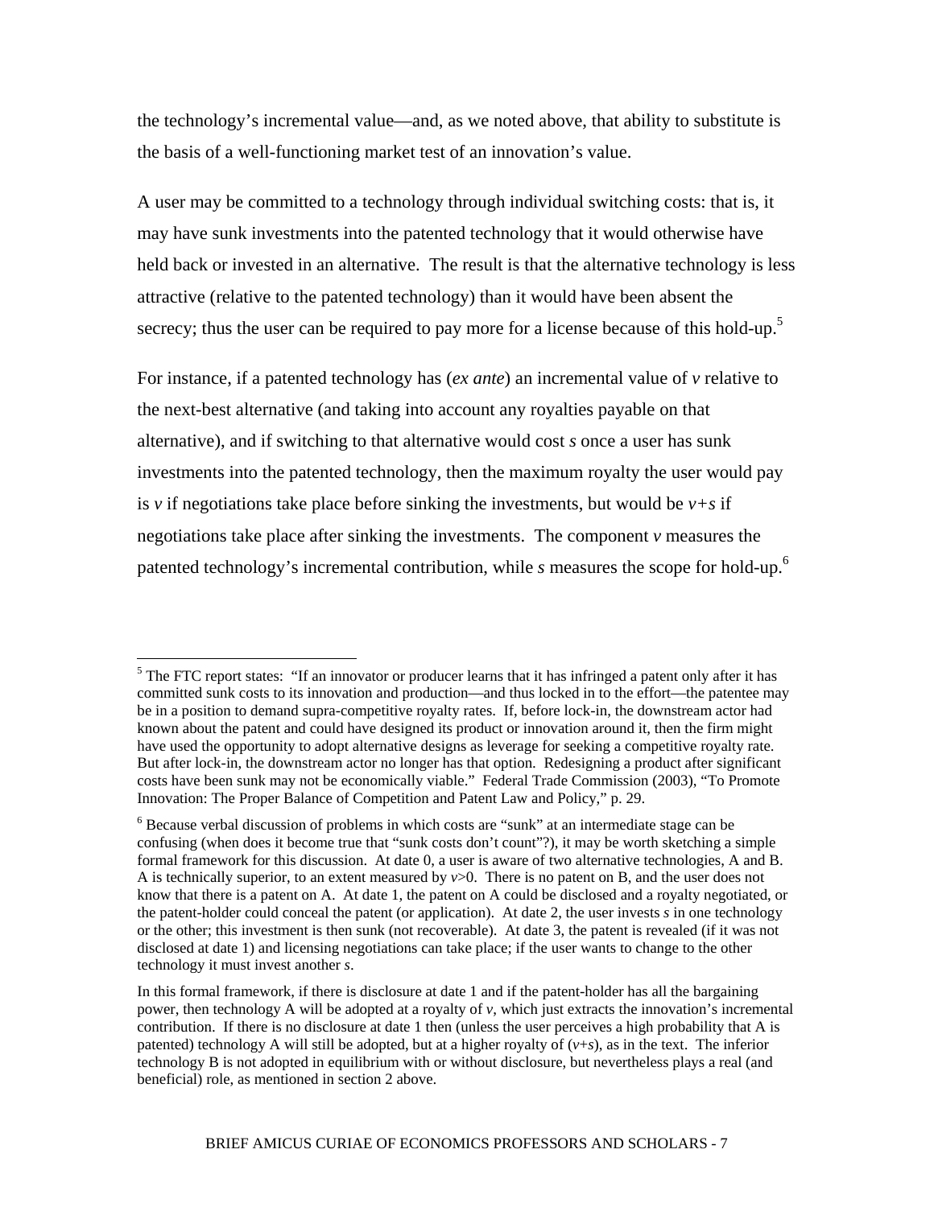the technology's incremental value—and, as we noted above, that ability to substitute is the basis of a well-functioning market test of an innovation's value.

A user may be committed to a technology through individual switching costs: that is, it may have sunk investments into the patented technology that it would otherwise have held back or invested in an alternative. The result is that the alternative technology is less attractive (relative to the patented technology) than it would have been absent the secrecy; thus the user can be required to pay more for a license because of this hold-up.[5]

For instance, if a patented technology has (*ex ante*) an incremental value of $v$ relative to the next-best alternative (and taking into account any royalties payable on that alternative), and if switching to that alternative would cost $s$ once a user has sunk investments into the patented technology, then the maximum royalty the user would pay is $v$ if negotiations take place before sinking the investments, but would be $v+s$ if negotiations take place after sinking the investments. The component $v$ measures the patented technology's incremental contribution, while $s$ measures the scope for hold-up.[6]

---

[5] The FTC report states: "If an innovator or producer learns that it has infringed a patent only after it has committed sunk costs to its innovation and production—and thus locked in to the effort—the patentee may be in a position to demand supra-competitive royalty rates. If, before lock-in, the downstream actor had known about the patent and could have designed its product or innovation around it, then the firm might have used the opportunity to adopt alternative designs as leverage for seeking a competitive royalty rate. But after lock-in, the downstream actor no longer has that option. Redesigning a product after significant costs have been sunk may not be economically viable." Federal Trade Commission (2003), "To Promote Innovation: The Proper Balance of Competition and Patent Law and Policy," p. 29.

[6] Because verbal discussion of problems in which costs are "sunk" at an intermediate stage can be confusing (when does it become true that "sunk costs don't count"?), it may be worth sketching a simple formal framework for this discussion. At date 0, a user is aware of two alternative technologies, A and B. A is technically superior, to an extent measured by $v>0$. There is no patent on B, and the user does not know that there is a patent on A. At date 1, the patent on A could be disclosed and a royalty negotiated, or the patent-holder could conceal the patent (or application). At date 2, the user invests $s$ in one technology or the other; this investment is then sunk (not recoverable). At date 3, the patent is revealed (if it was not disclosed at date 1) and licensing negotiations can take place; if the user wants to change to the other technology it must invest another $s$.

In this formal framework, if there is disclosure at date 1 and if the patent-holder has all the bargaining power, then technology A will be adopted at a royalty of $v$, which just extracts the innovation's incremental contribution. If there is no disclosure at date 1 then (unless the user perceives a high probability that A is patented) technology A will still be adopted, but at a higher royalty of $(v+s)$, as in the text. The inferior technology B is not adopted in equilibrium with or without disclosure, but nevertheless plays a real (and beneficial) role, as mentioned in section 2 above.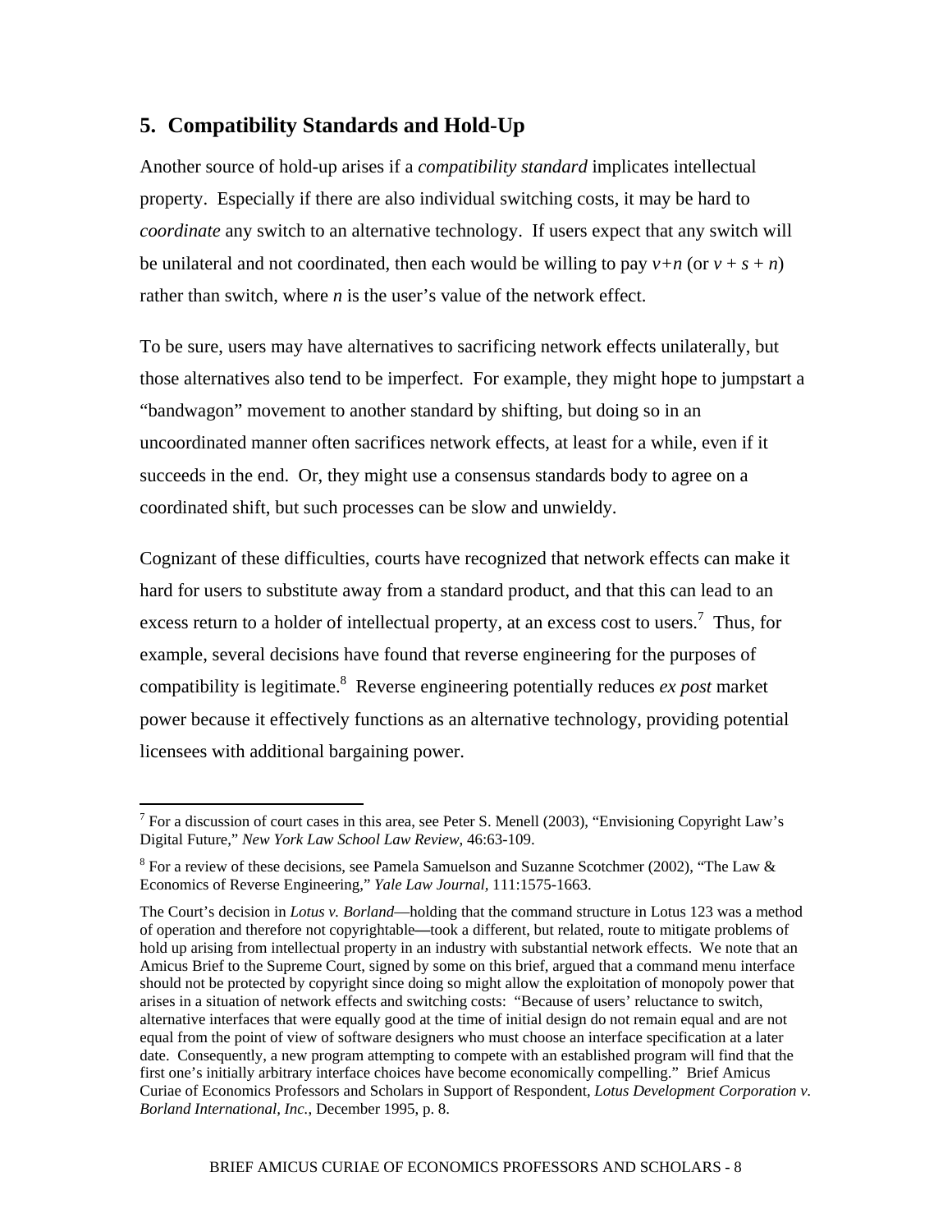## 5. Compatibility Standards and Hold-Up

Another source of hold-up arises if a *compatibility standard* implicates intellectual property. Especially if there are also individual switching costs, it may be hard to *coordinate* any switch to an alternative technology. If users expect that any switch will be unilateral and not coordinated, then each would be willing to pay $v+n$ (or $v + s + n$) rather than switch, where $n$ is the user's value of the network effect.

To be sure, users may have alternatives to sacrificing network effects unilaterally, but those alternatives also tend to be imperfect. For example, they might hope to jumpstart a "bandwagon" movement to another standard by shifting, but doing so in an uncoordinated manner often sacrifices network effects, at least for a while, even if it succeeds in the end. Or, they might use a consensus standards body to agree on a coordinated shift, but such processes can be slow and unwieldy.

Cognizant of these difficulties, courts have recognized that network effects can make it hard for users to substitute away from a standard product, and that this can lead to an excess return to a holder of intellectual property, at an excess cost to users.[7] Thus, for example, several decisions have found that reverse engineering for the purposes of compatibility is legitimate.[8] Reverse engineering potentially reduces *ex post* market power because it effectively functions as an alternative technology, providing potential licensees with additional bargaining power.

---

[7] For a discussion of court cases in this area, see Peter S. Menell (2003), "Envisioning Copyright Law's Digital Future," *New York Law School Law Review*, 46:63-109.

[8] For a review of these decisions, see Pamela Samuelson and Suzanne Scotchmer (2002), "The Law & Economics of Reverse Engineering," *Yale Law Journal,* 111:1575-1663.

The Court's decision in *Lotus v. Borland*—holding that the command structure in Lotus 123 was a method of operation and therefore not copyrightable—took a different, but related, route to mitigate problems of hold up arising from intellectual property in an industry with substantial network effects. We note that an Amicus Brief to the Supreme Court, signed by some on this brief, argued that a command menu interface should not be protected by copyright since doing so might allow the exploitation of monopoly power that arises in a situation of network effects and switching costs: "Because of users' reluctance to switch, alternative interfaces that were equally good at the time of initial design do not remain equal and are not equal from the point of view of software designers who must choose an interface specification at a later date. Consequently, a new program attempting to compete with an established program will find that the first one's initially arbitrary interface choices have become economically compelling." Brief Amicus Curiae of Economics Professors and Scholars in Support of Respondent, *Lotus Development Corporation v. Borland International, Inc.*, December 1995, p. 8.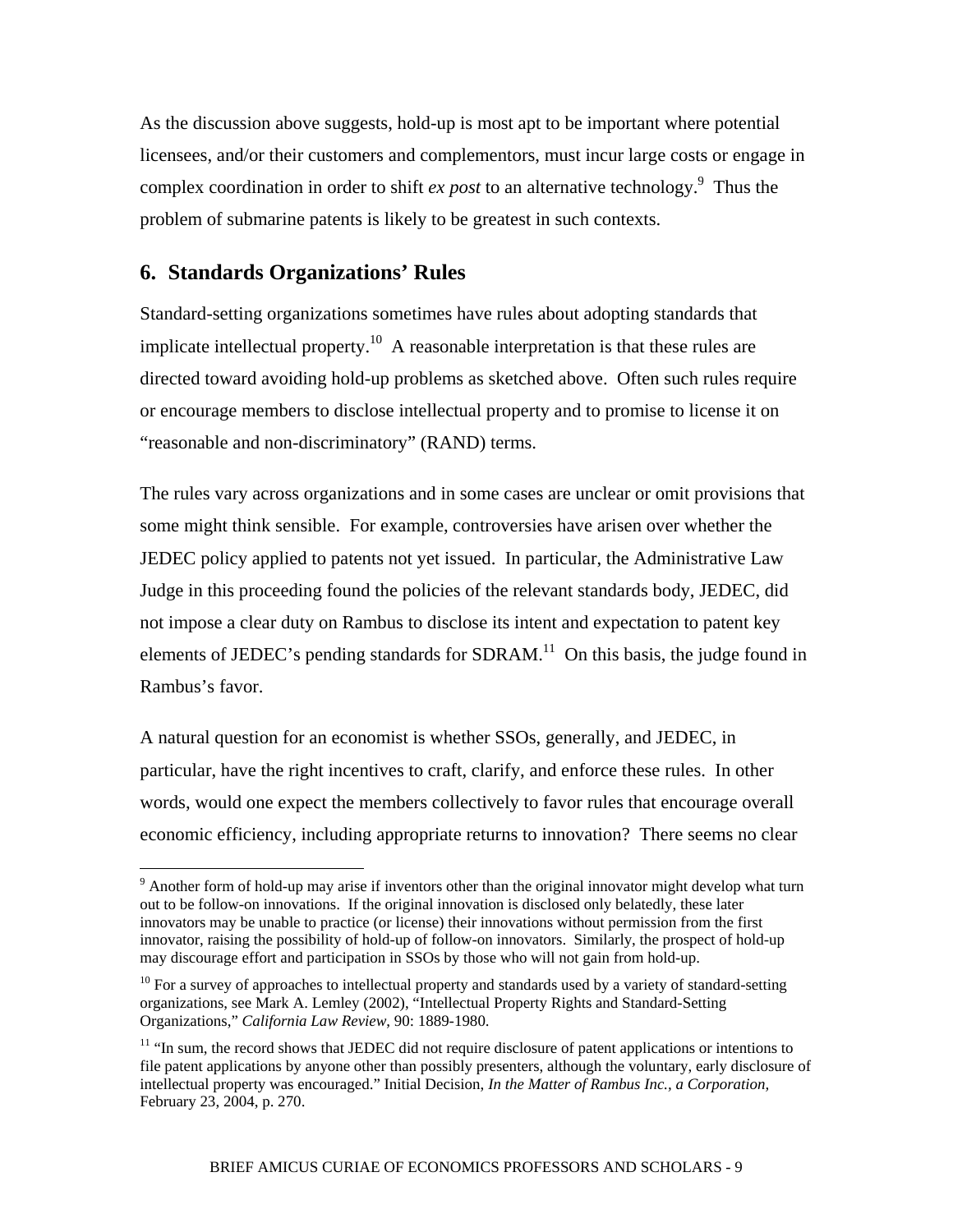As the discussion above suggests, hold-up is most apt to be important where potential licensees, and/or their customers and complementors, must incur large costs or engage in complex coordination in order to shift *ex post* to an alternative technology.[9] Thus the problem of submarine patents is likely to be greatest in such contexts.

## 6. Standards Organizations' Rules

Standard-setting organizations sometimes have rules about adopting standards that implicate intellectual property.[10] A reasonable interpretation is that these rules are directed toward avoiding hold-up problems as sketched above. Often such rules require or encourage members to disclose intellectual property and to promise to license it on "reasonable and non-discriminatory" (RAND) terms.

The rules vary across organizations and in some cases are unclear or omit provisions that some might think sensible. For example, controversies have arisen over whether the JEDEC policy applied to patents not yet issued. In particular, the Administrative Law Judge in this proceeding found the policies of the relevant standards body, JEDEC, did not impose a clear duty on Rambus to disclose its intent and expectation to patent key elements of JEDEC's pending standards for SDRAM.[11] On this basis, the judge found in Rambus's favor.

A natural question for an economist is whether SSOs, generally, and JEDEC, in particular, have the right incentives to craft, clarify, and enforce these rules. In other words, would one expect the members collectively to favor rules that encourage overall economic efficiency, including appropriate returns to innovation? There seems no clear

---

[9] Another form of hold-up may arise if inventors other than the original innovator might develop what turn out to be follow-on innovations. If the original innovation is disclosed only belatedly, these later innovators may be unable to practice (or license) their innovations without permission from the first innovator, raising the possibility of hold-up of follow-on innovators. Similarly, the prospect of hold-up may discourage effort and participation in SSOs by those who will not gain from hold-up.

[10] For a survey of approaches to intellectual property and standards used by a variety of standard-setting organizations, see Mark A. Lemley (2002), "Intellectual Property Rights and Standard-Setting Organizations," *California Law Review*, 90: 1889-1980.

[11] "In sum, the record shows that JEDEC did not require disclosure of patent applications or intentions to file patent applications by anyone other than possibly presenters, although the voluntary, early disclosure of intellectual property was encouraged." Initial Decision, *In the Matter of Rambus Inc., a Corporation,* February 23, 2004, p. 270.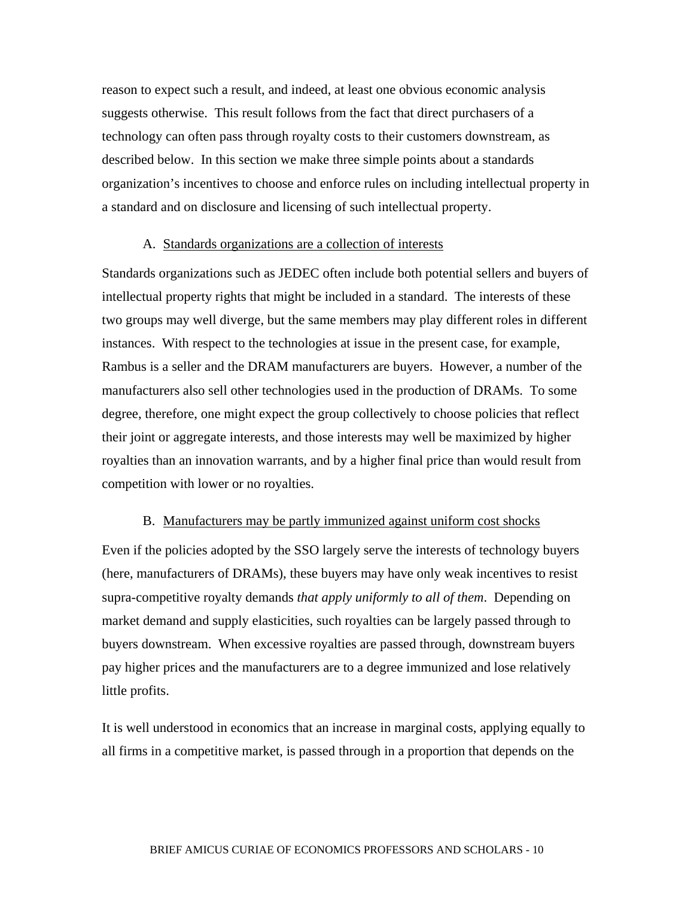reason to expect such a result, and indeed, at least one obvious economic analysis suggests otherwise. This result follows from the fact that direct purchasers of a technology can often pass through royalty costs to their customers downstream, as described below. In this section we make three simple points about a standards organization's incentives to choose and enforce rules on including intellectual property in a standard and on disclosure and licensing of such intellectual property.

A. Standards organizations are a collection of interests

Standards organizations such as JEDEC often include both potential sellers and buyers of intellectual property rights that might be included in a standard. The interests of these two groups may well diverge, but the same members may play different roles in different instances. With respect to the technologies at issue in the present case, for example, Rambus is a seller and the DRAM manufacturers are buyers. However, a number of the manufacturers also sell other technologies used in the production of DRAMs. To some degree, therefore, one might expect the group collectively to choose policies that reflect their joint or aggregate interests, and those interests may well be maximized by higher royalties than an innovation warrants, and by a higher final price than would result from competition with lower or no royalties.

B. Manufacturers may be partly immunized against uniform cost shocks

Even if the policies adopted by the SSO largely serve the interests of technology buyers (here, manufacturers of DRAMs), these buyers may have only weak incentives to resist supra-competitive royalty demands *that apply uniformly to all of them*. Depending on market demand and supply elasticities, such royalties can be largely passed through to buyers downstream. When excessive royalties are passed through, downstream buyers pay higher prices and the manufacturers are to a degree immunized and lose relatively little profits.

It is well understood in economics that an increase in marginal costs, applying equally to all firms in a competitive market, is passed through in a proportion that depends on the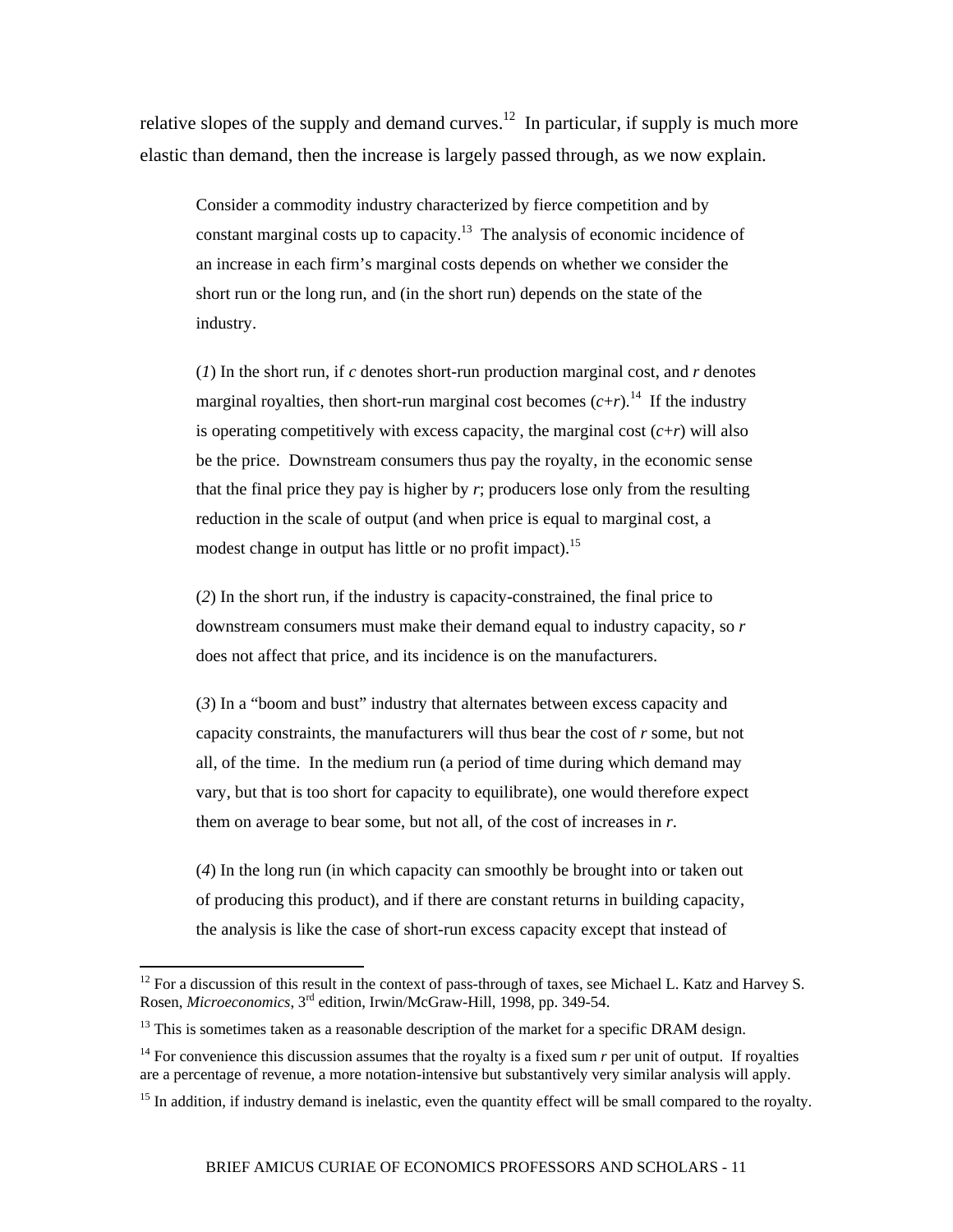relative slopes of the supply and demand curves.[12] In particular, if supply is much more elastic than demand, then the increase is largely passed through, as we now explain.

> Consider a commodity industry characterized by fierce competition and by constant marginal costs up to capacity.[13] The analysis of economic incidence of an increase in each firm's marginal costs depends on whether we consider the short run or the long run, and (in the short run) depends on the state of the industry.
>
> (*1*) In the short run, if $c$ denotes short-run production marginal cost, and $r$ denotes marginal royalties, then short-run marginal cost becomes $(c+r)$.[14] If the industry is operating competitively with excess capacity, the marginal cost $(c+r)$ will also be the price. Downstream consumers thus pay the royalty, in the economic sense that the final price they pay is higher by $r$; producers lose only from the resulting reduction in the scale of output (and when price is equal to marginal cost, a modest change in output has little or no profit impact).[15]
>
> (*2*) In the short run, if the industry is capacity-constrained, the final price to downstream consumers must make their demand equal to industry capacity, so $r$ does not affect that price, and its incidence is on the manufacturers.
>
> (*3*) In a "boom and bust" industry that alternates between excess capacity and capacity constraints, the manufacturers will thus bear the cost of $r$ some, but not all, of the time. In the medium run (a period of time during which demand may vary, but that is too short for capacity to equilibrate), one would therefore expect them on average to bear some, but not all, of the cost of increases in $r$.
>
> (*4*) In the long run (in which capacity can smoothly be brought into or taken out of producing this product), and if there are constant returns in building capacity, the analysis is like the case of short-run excess capacity except that instead of

---

[12] For a discussion of this result in the context of pass-through of taxes, see Michael L. Katz and Harvey S. Rosen, *Microeconomics*, 3rd edition, Irwin/McGraw-Hill, 1998, pp. 349-54.

[13] This is sometimes taken as a reasonable description of the market for a specific DRAM design.

[14] For convenience this discussion assumes that the royalty is a fixed sum $r$ per unit of output. If royalties are a percentage of revenue, a more notation-intensive but substantively very similar analysis will apply.

[15] In addition, if industry demand is inelastic, even the quantity effect will be small compared to the royalty.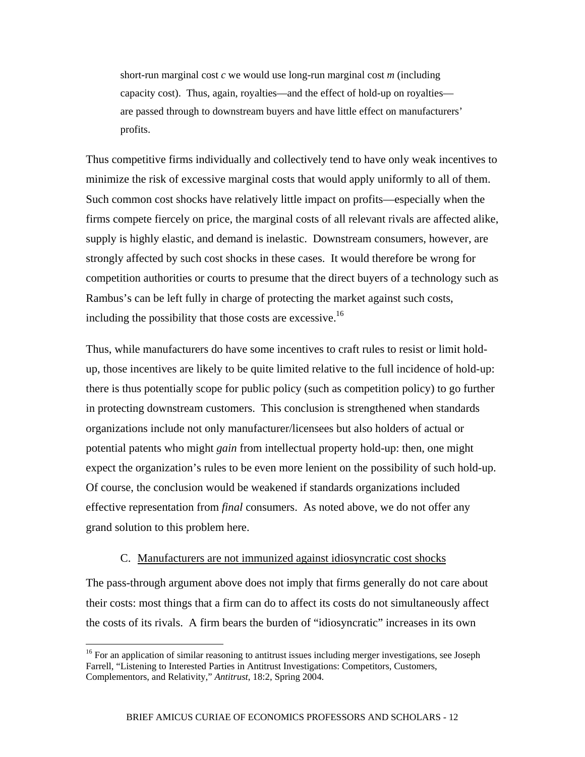> short-run marginal cost $c$ we would use long-run marginal cost $m$ (including capacity cost). Thus, again, royalties—and the effect of hold-up on royalties—are passed through to downstream buyers and have little effect on manufacturers' profits.

Thus competitive firms individually and collectively tend to have only weak incentives to minimize the risk of excessive marginal costs that would apply uniformly to all of them. Such common cost shocks have relatively little impact on profits—especially when the firms compete fiercely on price, the marginal costs of all relevant rivals are affected alike, supply is highly elastic, and demand is inelastic. Downstream consumers, however, are strongly affected by such cost shocks in these cases. It would therefore be wrong for competition authorities or courts to presume that the direct buyers of a technology such as Rambus's can be left fully in charge of protecting the market against such costs, including the possibility that those costs are excessive.[16]

Thus, while manufacturers do have some incentives to craft rules to resist or limit hold-up, those incentives are likely to be quite limited relative to the full incidence of hold-up: there is thus potentially scope for public policy (such as competition policy) to go further in protecting downstream customers. This conclusion is strengthened when standards organizations include not only manufacturer/licensees but also holders of actual or potential patents who might *gain* from intellectual property hold-up: then, one might expect the organization's rules to be even more lenient on the possibility of such hold-up. Of course, the conclusion would be weakened if standards organizations included effective representation from *final* consumers. As noted above, we do not offer any grand solution to this problem here.

### C. Manufacturers are not immunized against idiosyncratic cost shocks

The pass-through argument above does not imply that firms generally do not care about their costs: most things that a firm can do to affect its costs do not simultaneously affect the costs of its rivals. A firm bears the burden of "idiosyncratic" increases in its own

---

[16] For an application of similar reasoning to antitrust issues including merger investigations, see Joseph Farrell, "Listening to Interested Parties in Antitrust Investigations: Competitors, Customers, Complementors, and Relativity," *Antitrust*, 18:2, Spring 2004.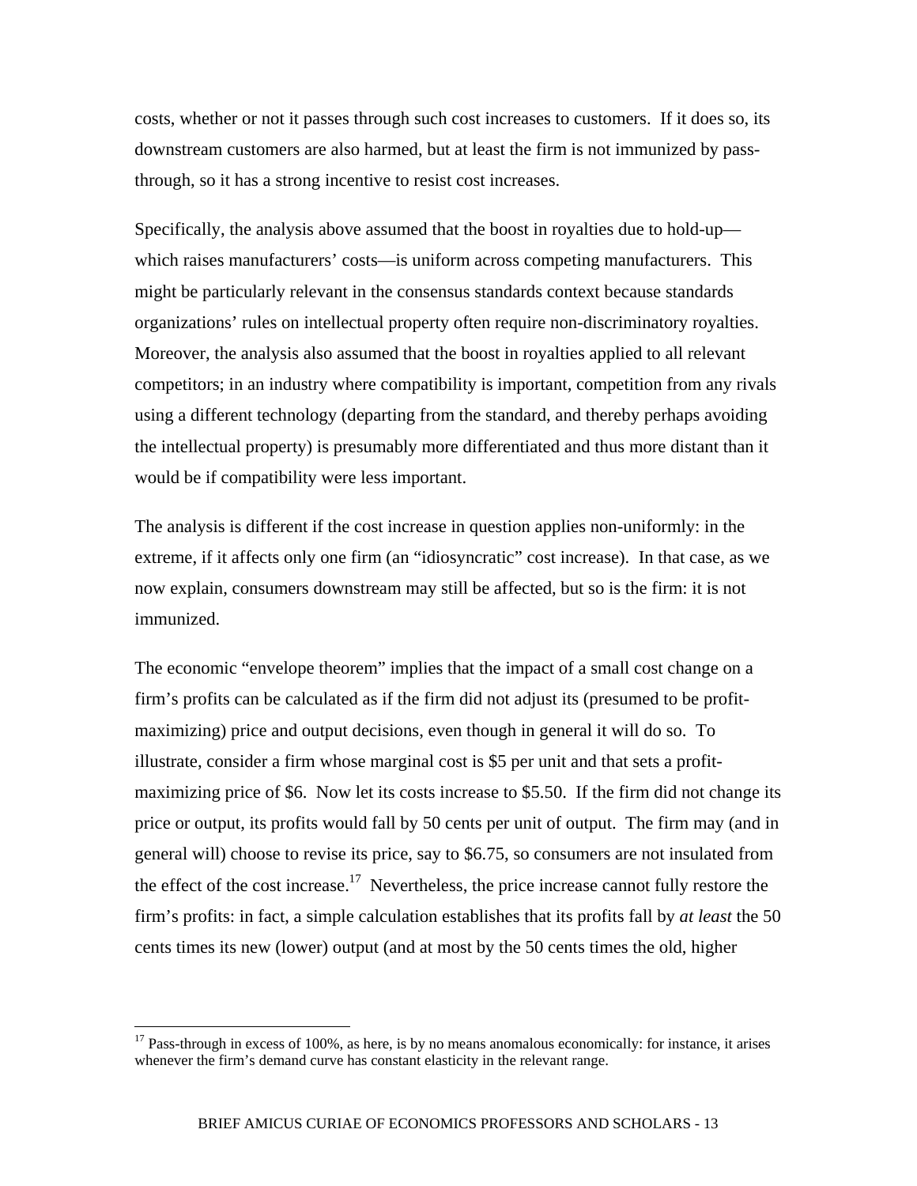costs, whether or not it passes through such cost increases to customers. If it does so, its downstream customers are also harmed, but at least the firm is not immunized by pass-through, so it has a strong incentive to resist cost increases.

Specifically, the analysis above assumed that the boost in royalties due to hold-up—which raises manufacturers' costs—is uniform across competing manufacturers. This might be particularly relevant in the consensus standards context because standards organizations' rules on intellectual property often require non-discriminatory royalties. Moreover, the analysis also assumed that the boost in royalties applied to all relevant competitors; in an industry where compatibility is important, competition from any rivals using a different technology (departing from the standard, and thereby perhaps avoiding the intellectual property) is presumably more differentiated and thus more distant than it would be if compatibility were less important.

The analysis is different if the cost increase in question applies non-uniformly: in the extreme, if it affects only one firm (an "idiosyncratic" cost increase). In that case, as we now explain, consumers downstream may still be affected, but so is the firm: it is not immunized.

The economic "envelope theorem" implies that the impact of a small cost change on a firm's profits can be calculated as if the firm did not adjust its (presumed to be profit-maximizing) price and output decisions, even though in general it will do so. To illustrate, consider a firm whose marginal cost is $5 per unit and that sets a profit-maximizing price of $6. Now let its costs increase to $5.50. If the firm did not change its price or output, its profits would fall by 50 cents per unit of output. The firm may (and in general will) choose to revise its price, say to $6.75, so consumers are not insulated from the effect of the cost increase.[17] Nevertheless, the price increase cannot fully restore the firm's profits: in fact, a simple calculation establishes that its profits fall by *at least* the 50 cents times its new (lower) output (and at most by the 50 cents times the old, higher

[17] Pass-through in excess of 100%, as here, is by no means anomalous economically: for instance, it arises whenever the firm's demand curve has constant elasticity in the relevant range.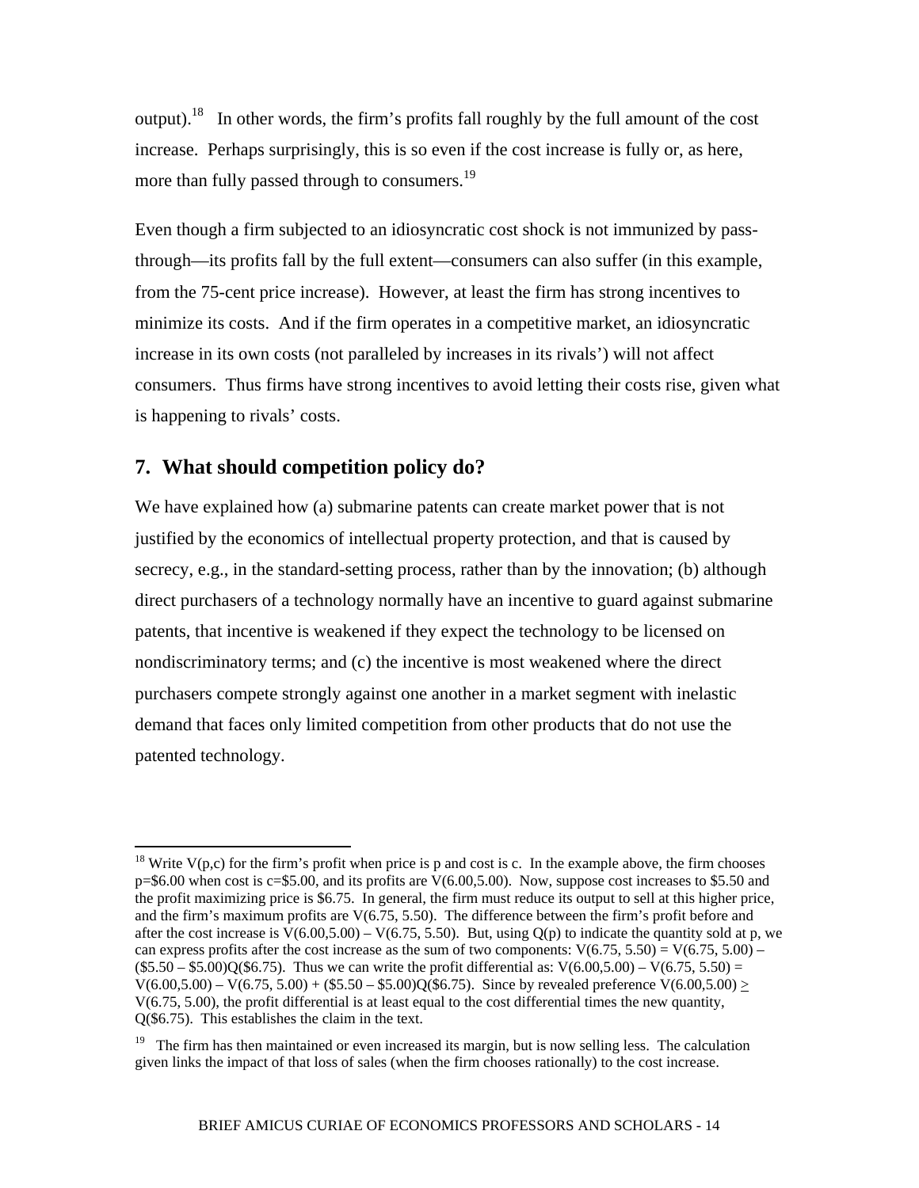output).[18] In other words, the firm's profits fall roughly by the full amount of the cost increase. Perhaps surprisingly, this is so even if the cost increase is fully or, as here, more than fully passed through to consumers.[19]

Even though a firm subjected to an idiosyncratic cost shock is not immunized by pass-through—its profits fall by the full extent—consumers can also suffer (in this example, from the 75-cent price increase). However, at least the firm has strong incentives to minimize its costs. And if the firm operates in a competitive market, an idiosyncratic increase in its own costs (not paralleled by increases in its rivals') will not affect consumers. Thus firms have strong incentives to avoid letting their costs rise, given what is happening to rivals' costs.

## 7. What should competition policy do?

We have explained how (a) submarine patents can create market power that is not justified by the economics of intellectual property protection, and that is caused by secrecy, e.g., in the standard-setting process, rather than by the innovation; (b) although direct purchasers of a technology normally have an incentive to guard against submarine patents, that incentive is weakened if they expect the technology to be licensed on nondiscriminatory terms; and (c) the incentive is most weakened where the direct purchasers compete strongly against one another in a market segment with inelastic demand that faces only limited competition from other products that do not use the patented technology.

---

[18] Write $V(p,c)$ for the firm's profit when price is p and cost is c. In the example above, the firm chooses p=\$6.00 when cost is c=\$5.00, and its profits are $V(6.00,5.00)$. Now, suppose cost increases to \$5.50 and the profit maximizing price is \$6.75. In general, the firm must reduce its output to sell at this higher price, and the firm's maximum profits are $V(6.75, 5.50)$. The difference between the firm's profit before and after the cost increase is $V(6.00,5.00) – V(6.75, 5.50)$. But, using $Q(p)$ to indicate the quantity sold at p, we can express profits after the cost increase as the sum of two components: $V(6.75, 5.50) = V(6.75, 5.00) – (\$5.50 – \$5.00)Q(\$6.75)$. Thus we can write the profit differential as: $V(6.00,5.00) – V(6.75, 5.50) = V(6.00,5.00) – V(6.75, 5.00) + (\$5.50 – \$5.00)Q(\$6.75)$. Since by revealed preference $V(6.00,5.00) \geq V(6.75, 5.00)$, the profit differential is at least equal to the cost differential times the new quantity, $Q(\$6.75)$. This establishes the claim in the text.

[19] The firm has then maintained or even increased its margin, but is now selling less. The calculation given links the impact of that loss of sales (when the firm chooses rationally) to the cost increase.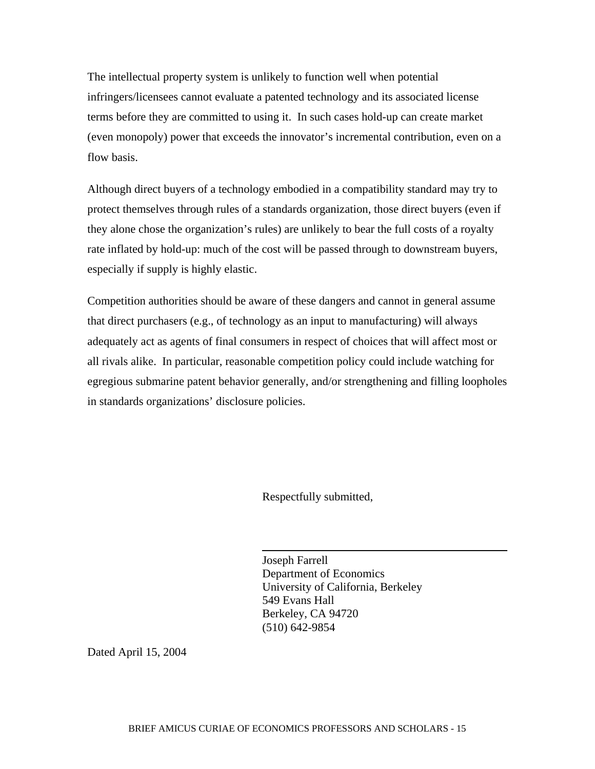The intellectual property system is unlikely to function well when potential infringers/licensees cannot evaluate a patented technology and its associated license terms before they are committed to using it. In such cases hold-up can create market (even monopoly) power that exceeds the innovator's incremental contribution, even on a flow basis.

Although direct buyers of a technology embodied in a compatibility standard may try to protect themselves through rules of a standards organization, those direct buyers (even if they alone chose the organization's rules) are unlikely to bear the full costs of a royalty rate inflated by hold-up: much of the cost will be passed through to downstream buyers, especially if supply is highly elastic.

Competition authorities should be aware of these dangers and cannot in general assume that direct purchasers (e.g., of technology as an input to manufacturing) will always adequately act as agents of final consumers in respect of choices that will affect most or all rivals alike. In particular, reasonable competition policy could include watching for egregious submarine patent behavior generally, and/or strengthening and filling loopholes in standards organizations' disclosure policies.

Respectfully submitted,

Joseph Farrell
Department of Economics
University of California, Berkeley
549 Evans Hall
Berkeley, CA 94720
(510) 642-9854

Dated April 15, 2004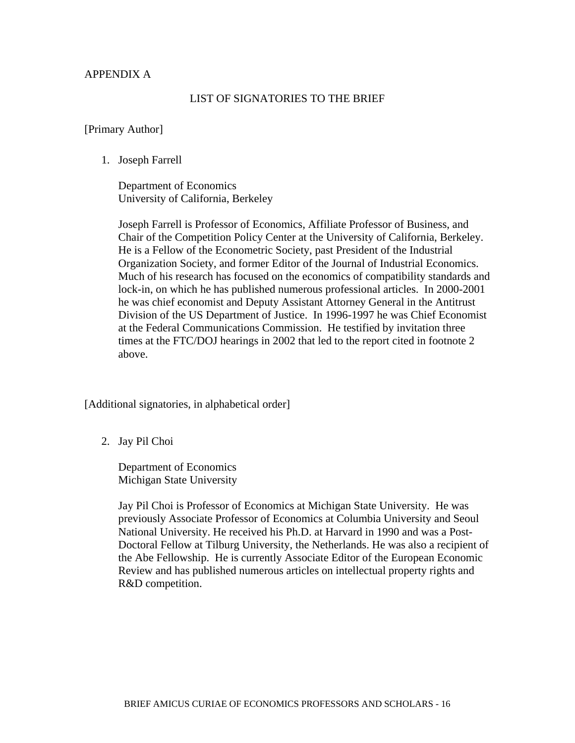APPENDIX A

## LIST OF SIGNATORIES TO THE BRIEF

[Primary Author]

1. Joseph Farrell

   Department of Economics
   University of California, Berkeley

   Joseph Farrell is Professor of Economics, Affiliate Professor of Business, and Chair of the Competition Policy Center at the University of California, Berkeley. He is a Fellow of the Econometric Society, past President of the Industrial Organization Society, and former Editor of the Journal of Industrial Economics. Much of his research has focused on the economics of compatibility standards and lock-in, on which he has published numerous professional articles. In 2000-2001 he was chief economist and Deputy Assistant Attorney General in the Antitrust Division of the US Department of Justice. In 1996-1997 he was Chief Economist at the Federal Communications Commission. He testified by invitation three times at the FTC/DOJ hearings in 2002 that led to the report cited in footnote 2 above.

[Additional signatories, in alphabetical order]

2. Jay Pil Choi

   Department of Economics
   Michigan State University

   Jay Pil Choi is Professor of Economics at Michigan State University. He was previously Associate Professor of Economics at Columbia University and Seoul National University. He received his Ph.D. at Harvard in 1990 and was a Post-Doctoral Fellow at Tilburg University, the Netherlands. He was also a recipient of the Abe Fellowship. He is currently Associate Editor of the European Economic Review and has published numerous articles on intellectual property rights and R&D competition.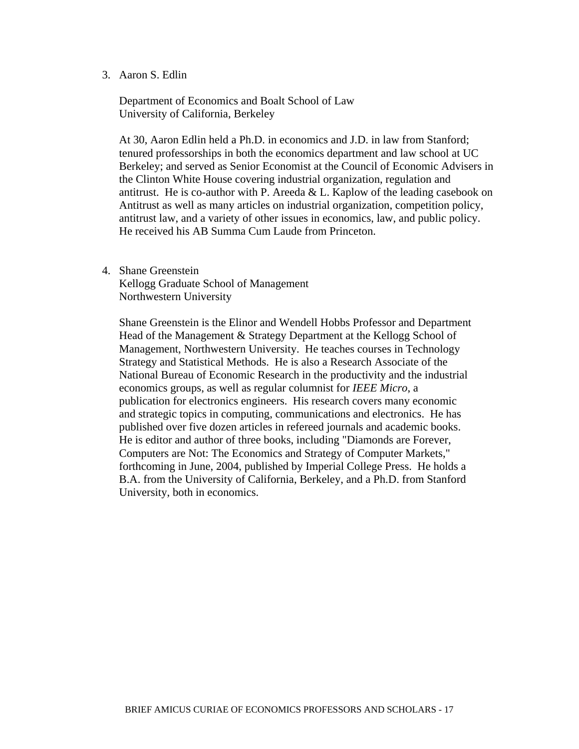3. Aaron S. Edlin

   Department of Economics and Boalt School of Law
   University of California, Berkeley

   At 30, Aaron Edlin held a Ph.D. in economics and J.D. in law from Stanford; tenured professorships in both the economics department and law school at UC Berkeley; and served as Senior Economist at the Council of Economic Advisers in the Clinton White House covering industrial organization, regulation and antitrust. He is co-author with P. Areeda & L. Kaplow of the leading casebook on Antitrust as well as many articles on industrial organization, competition policy, antitrust law, and a variety of other issues in economics, law, and public policy. He received his AB Summa Cum Laude from Princeton.

4. Shane Greenstein
   Kellogg Graduate School of Management
   Northwestern University

   Shane Greenstein is the Elinor and Wendell Hobbs Professor and Department Head of the Management & Strategy Department at the Kellogg School of Management, Northwestern University. He teaches courses in Technology Strategy and Statistical Methods. He is also a Research Associate of the National Bureau of Economic Research in the productivity and the industrial economics groups, as well as regular columnist for *IEEE Micro*, a publication for electronics engineers. His research covers many economic and strategic topics in computing, communications and electronics. He has published over five dozen articles in refereed journals and academic books. He is editor and author of three books, including "Diamonds are Forever, Computers are Not: The Economics and Strategy of Computer Markets," forthcoming in June, 2004, published by Imperial College Press. He holds a B.A. from the University of California, Berkeley, and a Ph.D. from Stanford University, both in economics.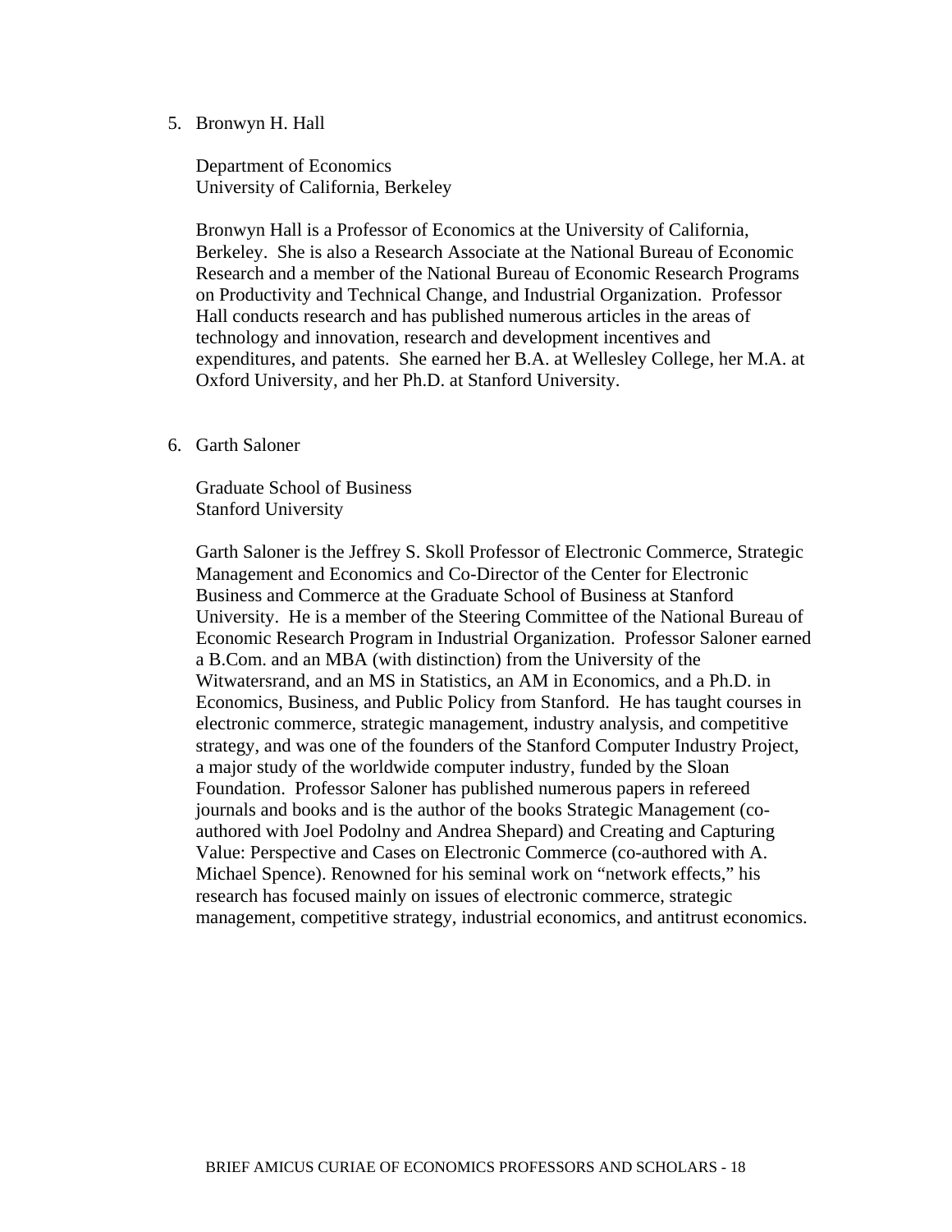5. Bronwyn H. Hall

   Department of Economics
   University of California, Berkeley

   Bronwyn Hall is a Professor of Economics at the University of California, Berkeley. She is also a Research Associate at the National Bureau of Economic Research and a member of the National Bureau of Economic Research Programs on Productivity and Technical Change, and Industrial Organization. Professor Hall conducts research and has published numerous articles in the areas of technology and innovation, research and development incentives and expenditures, and patents. She earned her B.A. at Wellesley College, her M.A. at Oxford University, and her Ph.D. at Stanford University.

6. Garth Saloner

   Graduate School of Business
   Stanford University

   Garth Saloner is the Jeffrey S. Skoll Professor of Electronic Commerce, Strategic Management and Economics and Co-Director of the Center for Electronic Business and Commerce at the Graduate School of Business at Stanford University. He is a member of the Steering Committee of the National Bureau of Economic Research Program in Industrial Organization. Professor Saloner earned a B.Com. and an MBA (with distinction) from the University of the Witwatersrand, and an MS in Statistics, an AM in Economics, and a Ph.D. in Economics, Business, and Public Policy from Stanford. He has taught courses in electronic commerce, strategic management, industry analysis, and competitive strategy, and was one of the founders of the Stanford Computer Industry Project, a major study of the worldwide computer industry, funded by the Sloan Foundation. Professor Saloner has published numerous papers in refereed journals and books and is the author of the books Strategic Management (co-authored with Joel Podolny and Andrea Shepard) and Creating and Capturing Value: Perspective and Cases on Electronic Commerce (co-authored with A. Michael Spence). Renowned for his seminal work on "network effects," his research has focused mainly on issues of electronic commerce, strategic management, competitive strategy, industrial economics, and antitrust economics.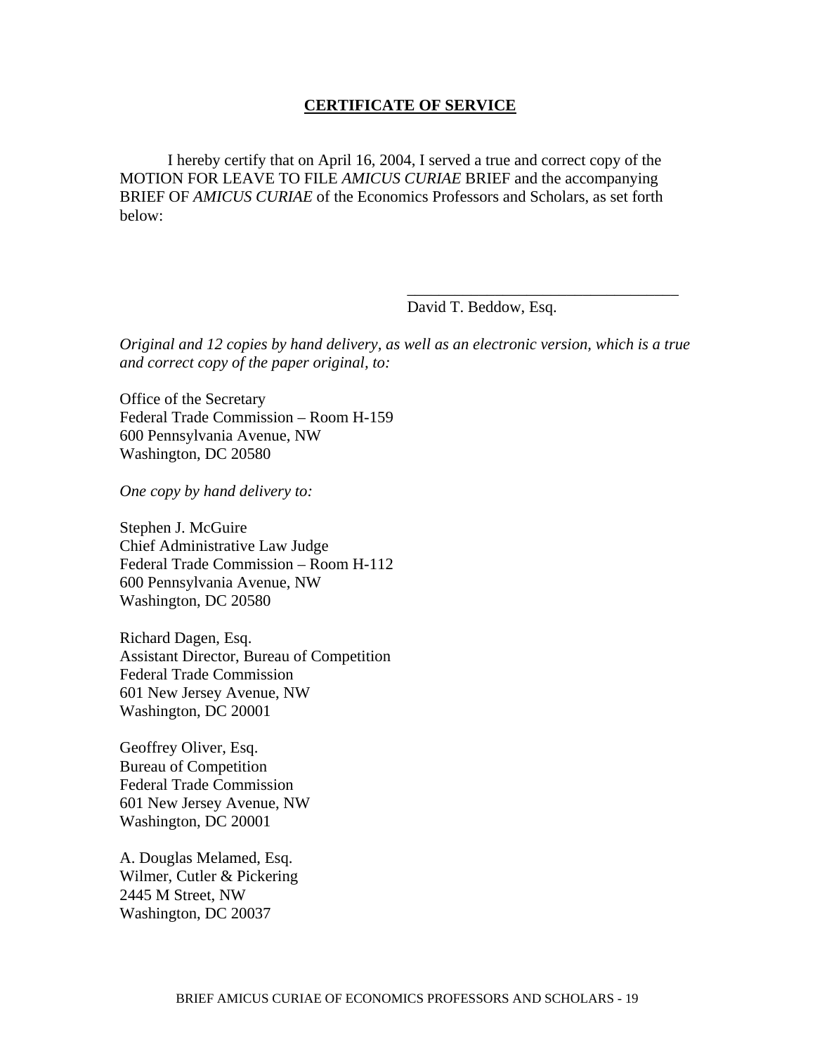**CERTIFICATE OF SERVICE**

I hereby certify that on April 16, 2004, I served a true and correct copy of the MOTION FOR LEAVE TO FILE *AMICUS CURIAE* BRIEF and the accompanying BRIEF OF *AMICUS CURIAE* of the Economics Professors and Scholars, as set forth below:

\_\_\_\_\_\_\_\_\_\_\_\_\_\_\_\_\_\_\_\_\_\_\_\_\_\_\_\_\_\_\_\_\_\_\_
David T. Beddow, Esq.

*Original and 12 copies by hand delivery, as well as an electronic version, which is a true and correct copy of the paper original, to:*

Office of the Secretary
Federal Trade Commission – Room H-159
600 Pennsylvania Avenue, NW
Washington, DC 20580

*One copy by hand delivery to:*

Stephen J. McGuire
Chief Administrative Law Judge
Federal Trade Commission – Room H-112
600 Pennsylvania Avenue, NW
Washington, DC 20580

Richard Dagen, Esq.
Assistant Director, Bureau of Competition
Federal Trade Commission
601 New Jersey Avenue, NW
Washington, DC 20001

Geoffrey Oliver, Esq.
Bureau of Competition
Federal Trade Commission
601 New Jersey Avenue, NW
Washington, DC 20001

A. Douglas Melamed, Esq.
Wilmer, Cutler & Pickering
2445 M Street, NW
Washington, DC 20037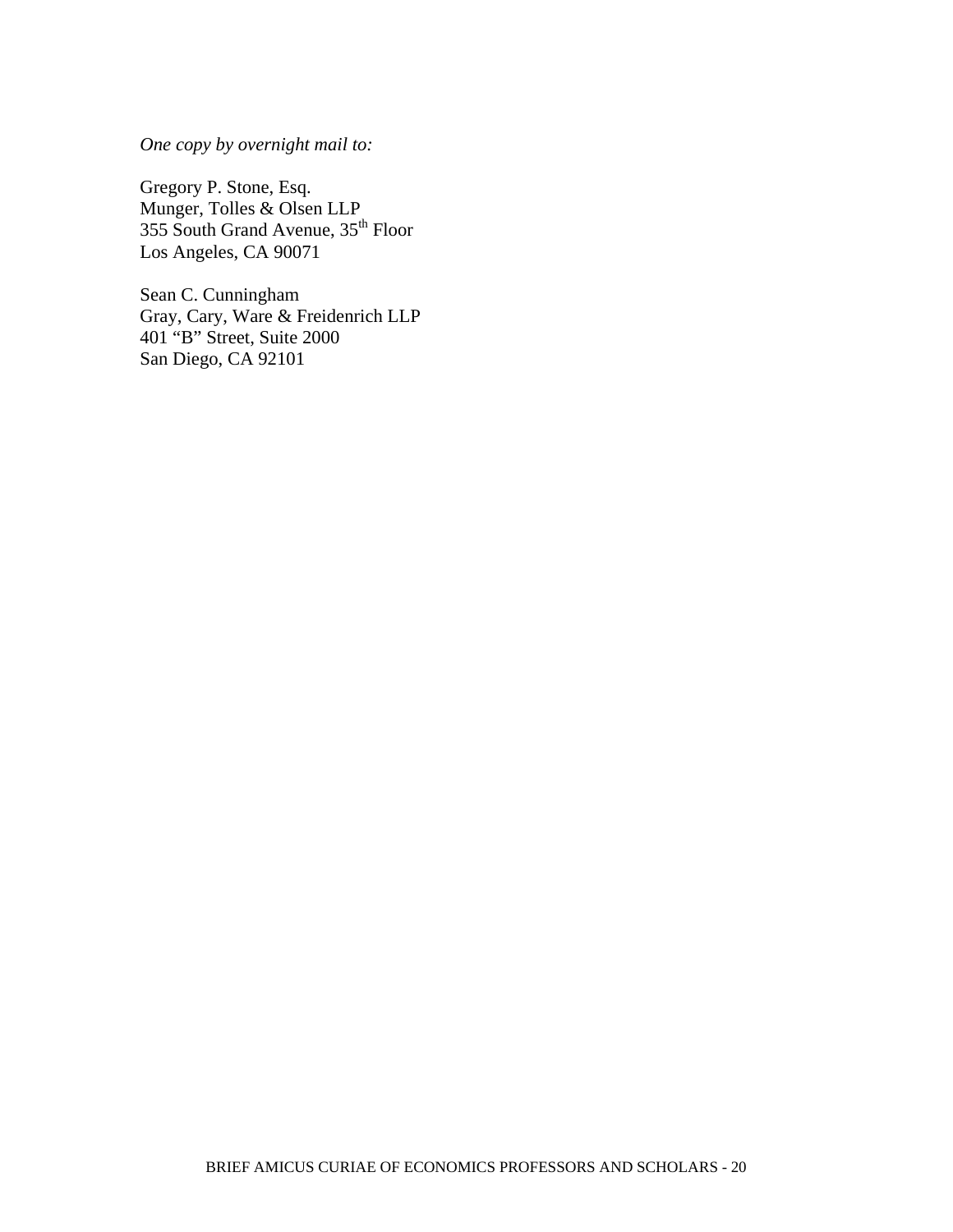*One copy by overnight mail to:*

Gregory P. Stone, Esq.
Munger, Tolles & Olsen LLP
355 South Grand Avenue, 35th Floor
Los Angeles, CA 90071

Sean C. Cunningham
Gray, Cary, Ware & Freidenrich LLP
401 "B" Street, Suite 2000
San Diego, CA 92101